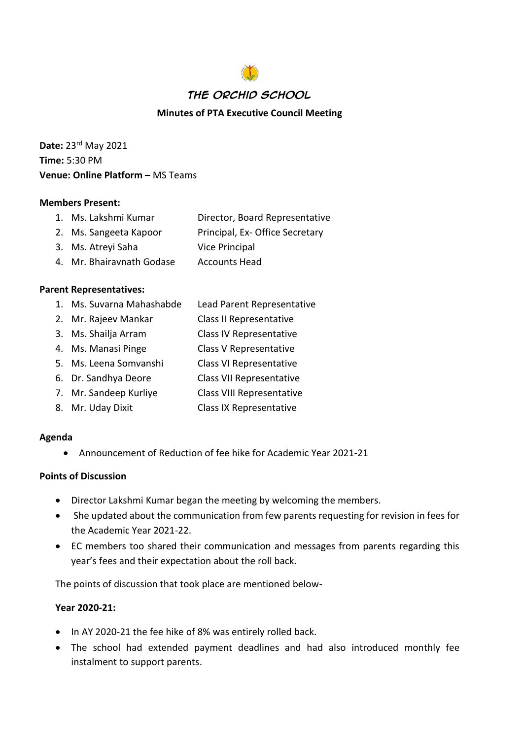# THE ORCHID SCHOOL

## Minutes of PTA Executive Council Meeting

**Date:** 23rd May 2021

**Time:** 5:30 PM

**Venue: Online Platform –** MS Teams

**Members Present:**

1. Ms. Lakshmi Kumar — Director, Board Representative
2. Ms. Sangeeta Kapoor — Principal, Ex- Office Secretary
3. Ms. Atreyi Saha — Vice Principal
4. Mr. Bhairavnath Godase — Accounts Head

**Parent Representatives:**

1. Ms. Suvarna Mahashabde — Lead Parent Representative
2. Mr. Rajeev Mankar — Class II Representative
3. Ms. Shailja Arram — Class IV Representative
4. Ms. Manasi Pinge — Class V Representative
5. Ms. Leena Somvanshi — Class VI Representative
6. Dr. Sandhya Deore — Class VII Representative
7. Mr. Sandeep Kurliye — Class VIII Representative
8. Mr. Uday Dixit — Class IX Representative

**Agenda**

- Announcement of Reduction of fee hike for Academic Year 2021-21

**Points of Discussion**

- Director Lakshmi Kumar began the meeting by welcoming the members.
- She updated about the communication from few parents requesting for revision in fees for the Academic Year 2021-22.
- EC members too shared their communication and messages from parents regarding this year's fees and their expectation about the roll back.

The points of discussion that took place are mentioned below-

**Year 2020-21:**

- In AY 2020-21 the fee hike of 8% was entirely rolled back.
- The school had extended payment deadlines and had also introduced monthly fee instalment to support parents.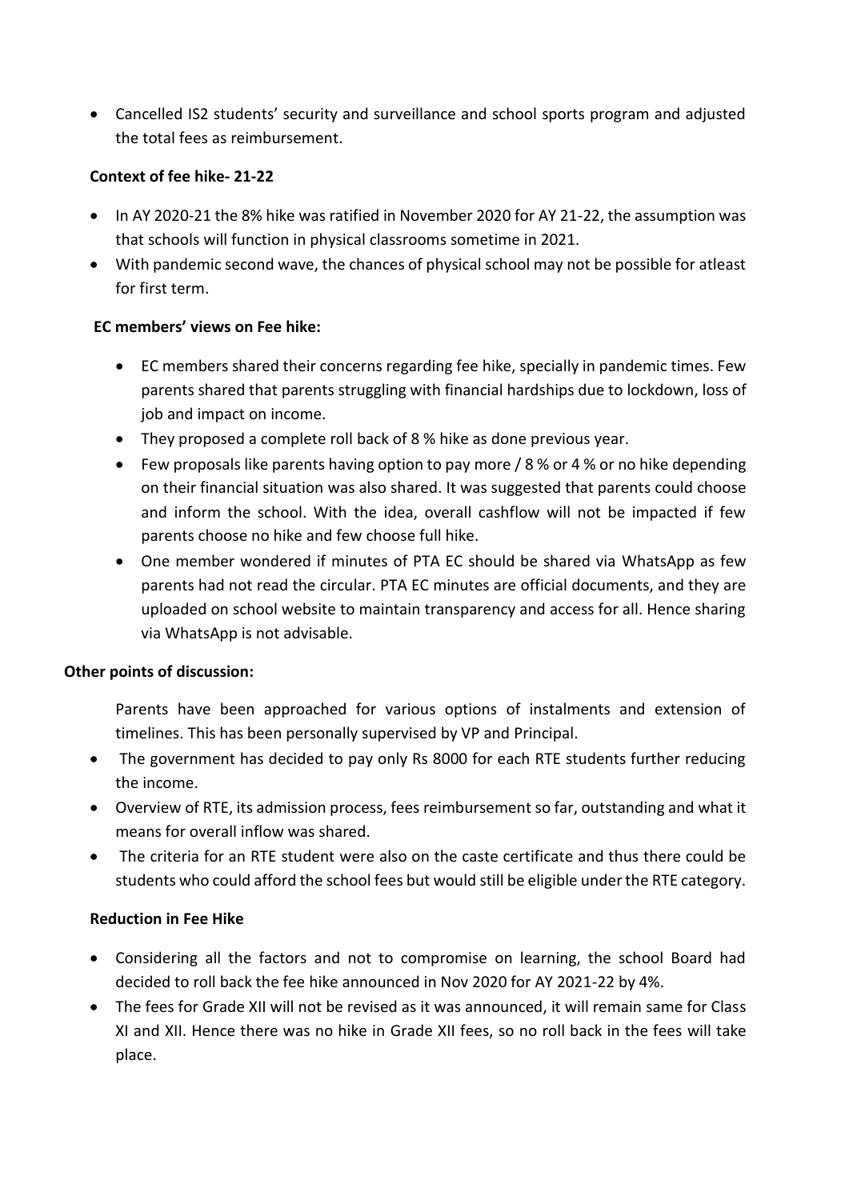- Cancelled IS2 students' security and surveillance and school sports program and adjusted the total fees as reimbursement.

**Context of fee hike- 21-22**

- In AY 2020-21 the 8% hike was ratified in November 2020 for AY 21-22, the assumption was that schools will function in physical classrooms sometime in 2021.
- With pandemic second wave, the chances of physical school may not be possible for atleast for first term.

**EC members' views on Fee hike:**

- EC members shared their concerns regarding fee hike, specially in pandemic times. Few parents shared that parents struggling with financial hardships due to lockdown, loss of job and impact on income.
- They proposed a complete roll back of 8 % hike as done previous year.
- Few proposals like parents having option to pay more / 8 % or 4 % or no hike depending on their financial situation was also shared. It was suggested that parents could choose and inform the school. With the idea, overall cashflow will not be impacted if few parents choose no hike and few choose full hike.
- One member wondered if minutes of PTA EC should be shared via WhatsApp as few parents had not read the circular. PTA EC minutes are official documents, and they are uploaded on school website to maintain transparency and access for all. Hence sharing via WhatsApp is not advisable.

**Other points of discussion:**

Parents have been approached for various options of instalments and extension of timelines. This has been personally supervised by VP and Principal.

- The government has decided to pay only Rs 8000 for each RTE students further reducing the income.
- Overview of RTE, its admission process, fees reimbursement so far, outstanding and what it means for overall inflow was shared.
- The criteria for an RTE student were also on the caste certificate and thus there could be students who could afford the school fees but would still be eligible under the RTE category.

**Reduction in Fee Hike**

- Considering all the factors and not to compromise on learning, the school Board had decided to roll back the fee hike announced in Nov 2020 for AY 2021-22 by 4%.
- The fees for Grade XII will not be revised as it was announced, it will remain same for Class XI and XII. Hence there was no hike in Grade XII fees, so no roll back in the fees will take place.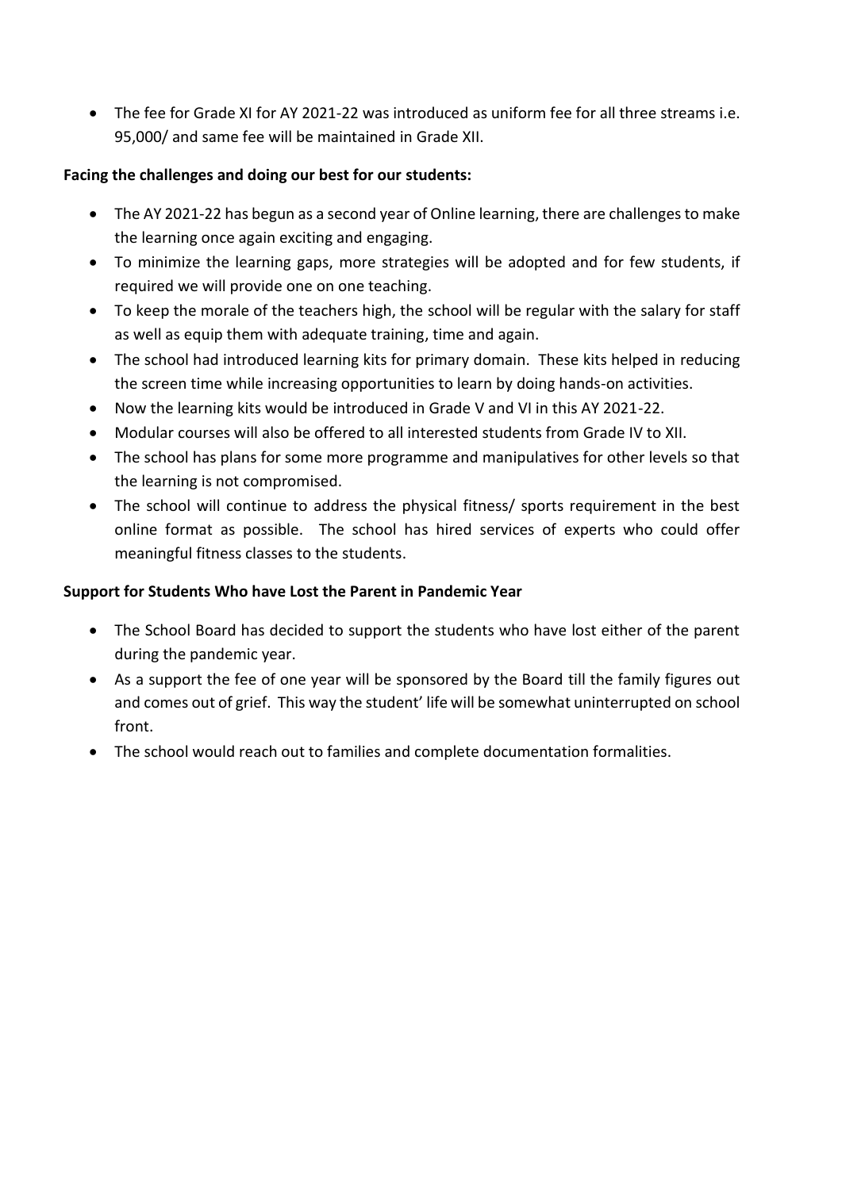- The fee for Grade XI for AY 2021-22 was introduced as uniform fee for all three streams i.e. 95,000/ and same fee will be maintained in Grade XII.

**Facing the challenges and doing our best for our students:**

- The AY 2021-22 has begun as a second year of Online learning, there are challenges to make the learning once again exciting and engaging.
- To minimize the learning gaps, more strategies will be adopted and for few students, if required we will provide one on one teaching.
- To keep the morale of the teachers high, the school will be regular with the salary for staff as well as equip them with adequate training, time and again.
- The school had introduced learning kits for primary domain. These kits helped in reducing the screen time while increasing opportunities to learn by doing hands-on activities.
- Now the learning kits would be introduced in Grade V and VI in this AY 2021-22.
- Modular courses will also be offered to all interested students from Grade IV to XII.
- The school has plans for some more programme and manipulatives for other levels so that the learning is not compromised.
- The school will continue to address the physical fitness/ sports requirement in the best online format as possible. The school has hired services of experts who could offer meaningful fitness classes to the students.

**Support for Students Who have Lost the Parent in Pandemic Year**

- The School Board has decided to support the students who have lost either of the parent during the pandemic year.
- As a support the fee of one year will be sponsored by the Board till the family figures out and comes out of grief. This way the student' life will be somewhat uninterrupted on school front.
- The school would reach out to families and complete documentation formalities.